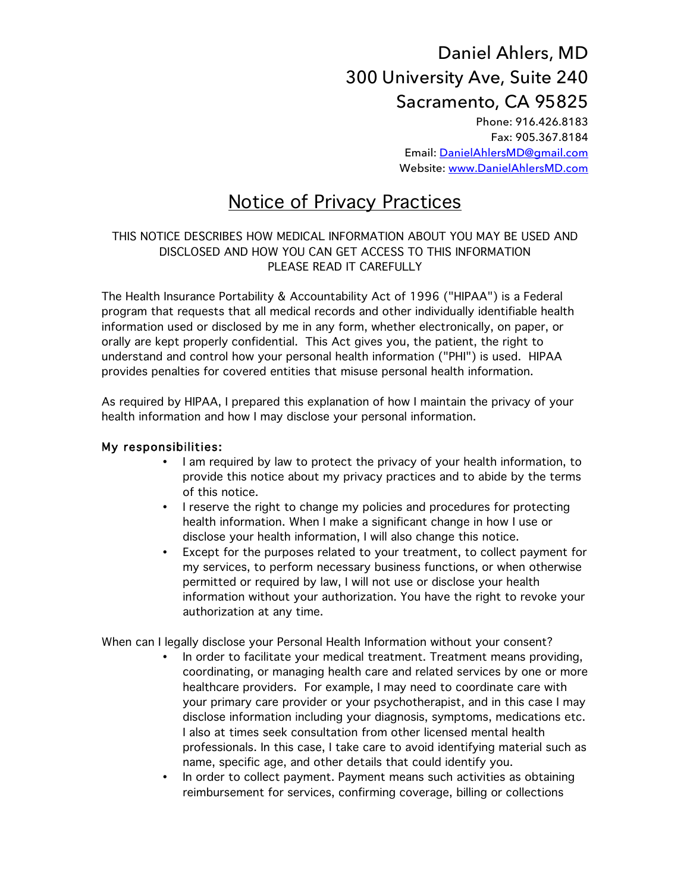# Daniel Ahlers, MD
# 300 University Ave, Suite 240
# Sacramento, CA 95825

Phone: 916.426.8183
Fax: 905.367.8184
Email: DanielAhlersMD@gmail.com
Website: www.DanielAhlersMD.com

## Notice of Privacy Practices

THIS NOTICE DESCRIBES HOW MEDICAL INFORMATION ABOUT YOU MAY BE USED AND DISCLOSED AND HOW YOU CAN GET ACCESS TO THIS INFORMATION
PLEASE READ IT CAREFULLY

The Health Insurance Portability & Accountability Act of 1996 ("HIPAA") is a Federal program that requests that all medical records and other individually identifiable health information used or disclosed by me in any form, whether electronically, on paper, or orally are kept properly confidential. This Act gives you, the patient, the right to understand and control how your personal health information ("PHI") is used. HIPAA provides penalties for covered entities that misuse personal health information.

As required by HIPAA, I prepared this explanation of how I maintain the privacy of your health information and how I may disclose your personal information.

**My responsibilities:**

- I am required by law to protect the privacy of your health information, to provide this notice about my privacy practices and to abide by the terms of this notice.
- I reserve the right to change my policies and procedures for protecting health information. When I make a significant change in how I use or disclose your health information, I will also change this notice.
- Except for the purposes related to your treatment, to collect payment for my services, to perform necessary business functions, or when otherwise permitted or required by law, I will not use or disclose your health information without your authorization. You have the right to revoke your authorization at any time.

When can I legally disclose your Personal Health Information without your consent?

- In order to facilitate your medical treatment. Treatment means providing, coordinating, or managing health care and related services by one or more healthcare providers. For example, I may need to coordinate care with your primary care provider or your psychotherapist, and in this case I may disclose information including your diagnosis, symptoms, medications etc. I also at times seek consultation from other licensed mental health professionals. In this case, I take care to avoid identifying material such as name, specific age, and other details that could identify you.
- In order to collect payment. Payment means such activities as obtaining reimbursement for services, confirming coverage, billing or collections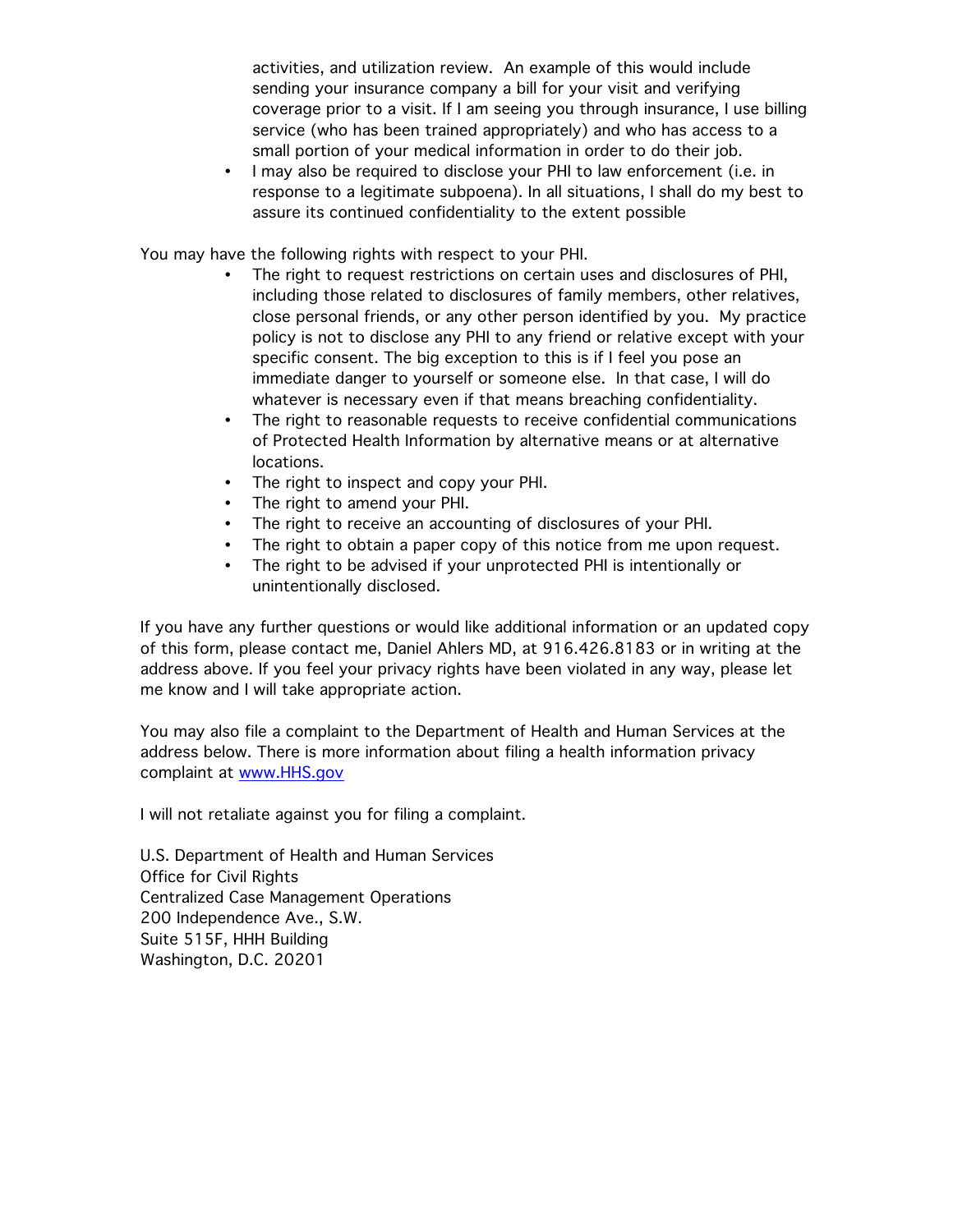activities, and utilization review. An example of this would include sending your insurance company a bill for your visit and verifying coverage prior to a visit. If I am seeing you through insurance, I use billing service (who has been trained appropriately) and who has access to a small portion of your medical information in order to do their job.

- I may also be required to disclose your PHI to law enforcement (i.e. in response to a legitimate subpoena). In all situations, I shall do my best to assure its continued confidentiality to the extent possible

You may have the following rights with respect to your PHI.

- The right to request restrictions on certain uses and disclosures of PHI, including those related to disclosures of family members, other relatives, close personal friends, or any other person identified by you. My practice policy is not to disclose any PHI to any friend or relative except with your specific consent. The big exception to this is if I feel you pose an immediate danger to yourself or someone else. In that case, I will do whatever is necessary even if that means breaching confidentiality.
- The right to reasonable requests to receive confidential communications of Protected Health Information by alternative means or at alternative locations.
- The right to inspect and copy your PHI.
- The right to amend your PHI.
- The right to receive an accounting of disclosures of your PHI.
- The right to obtain a paper copy of this notice from me upon request.
- The right to be advised if your unprotected PHI is intentionally or unintentionally disclosed.

If you have any further questions or would like additional information or an updated copy of this form, please contact me, Daniel Ahlers MD, at 916.426.8183 or in writing at the address above. If you feel your privacy rights have been violated in any way, please let me know and I will take appropriate action.

You may also file a complaint to the Department of Health and Human Services at the address below. There is more information about filing a health information privacy complaint at www.HHS.gov

I will not retaliate against you for filing a complaint.

U.S. Department of Health and Human Services
Office for Civil Rights
Centralized Case Management Operations
200 Independence Ave., S.W.
Suite 515F, HHH Building
Washington, D.C. 20201